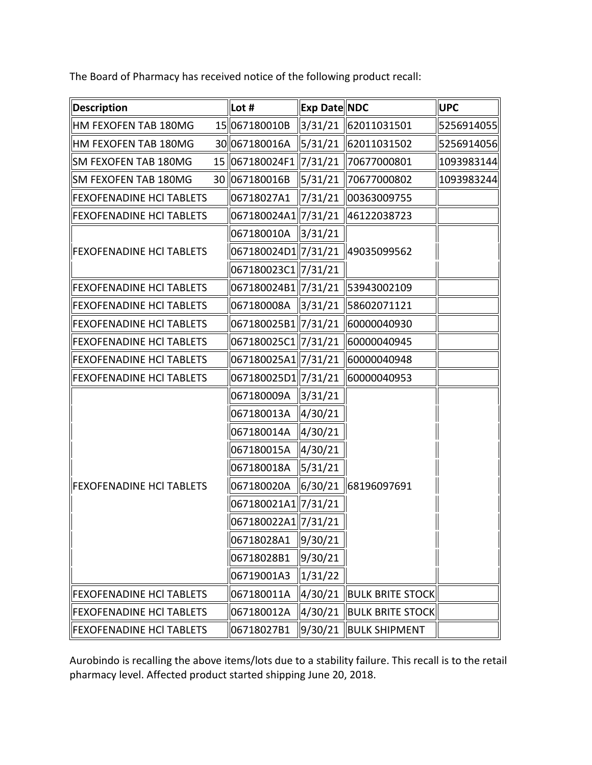The Board of Pharmacy has received notice of the following product recall:

| Description | Lot # | Exp Date | NDC | UPC |
|---|---|---|---|---|
| HM FEXOFEN TAB 180MG 15 | 067180010B | 3/31/21 | 62011031501 | 5256914055 |
| HM FEXOFEN TAB 180MG 30 | 067180016A | 5/31/21 | 62011031502 | 5256914056 |
| SM FEXOFEN TAB 180MG 15 | 067180024F1 | 7/31/21 | 70677000801 | 1093983144 |
| SM FEXOFEN TAB 180MG 30 | 067180016B | 5/31/21 | 70677000802 | 1093983244 |
| FEXOFENADINE HCl TABLETS | 06718027A1 | 7/31/21 | 00363009755 | |
| FEXOFENADINE HCl TABLETS | 067180024A1 | 7/31/21 | 46122038723 | |
| FEXOFENADINE HCl TABLETS | 067180010A | 3/31/21 | 49035099562 | |
| | 067180024D1 | 7/31/21 | | |
| | 067180023C1 | 7/31/21 | | |
| FEXOFENADINE HCl TABLETS | 067180024B1 | 7/31/21 | 53943002109 | |
| FEXOFENADINE HCl TABLETS | 067180008A | 3/31/21 | 58602071121 | |
| FEXOFENADINE HCl TABLETS | 067180025B1 | 7/31/21 | 60000040930 | |
| FEXOFENADINE HCl TABLETS | 067180025C1 | 7/31/21 | 60000040945 | |
| FEXOFENADINE HCl TABLETS | 067180025A1 | 7/31/21 | 60000040948 | |
| FEXOFENADINE HCl TABLETS | 067180025D1 | 7/31/21 | 60000040953 | |
| FEXOFENADINE HCl TABLETS | 067180009A | 3/31/21 | 68196097691 | |
| | 067180013A | 4/30/21 | | |
| | 067180014A | 4/30/21 | | |
| | 067180015A | 4/30/21 | | |
| | 067180018A | 5/31/21 | | |
| | 067180020A | 6/30/21 | | |
| | 067180021A1 | 7/31/21 | | |
| | 067180022A1 | 7/31/21 | | |
| | 06718028A1 | 9/30/21 | | |
| | 06718028B1 | 9/30/21 | | |
| | 06719001A3 | 1/31/22 | | |
| FEXOFENADINE HCl TABLETS | 067180011A | 4/30/21 | BULK BRITE STOCK | |
| FEXOFENADINE HCl TABLETS | 067180012A | 4/30/21 | BULK BRITE STOCK | |
| FEXOFENADINE HCl TABLETS | 06718027B1 | 9/30/21 | BULK SHIPMENT | |

Aurobindo is recalling the above items/lots due to a stability failure. This recall is to the retail pharmacy level. Affected product started shipping June 20, 2018.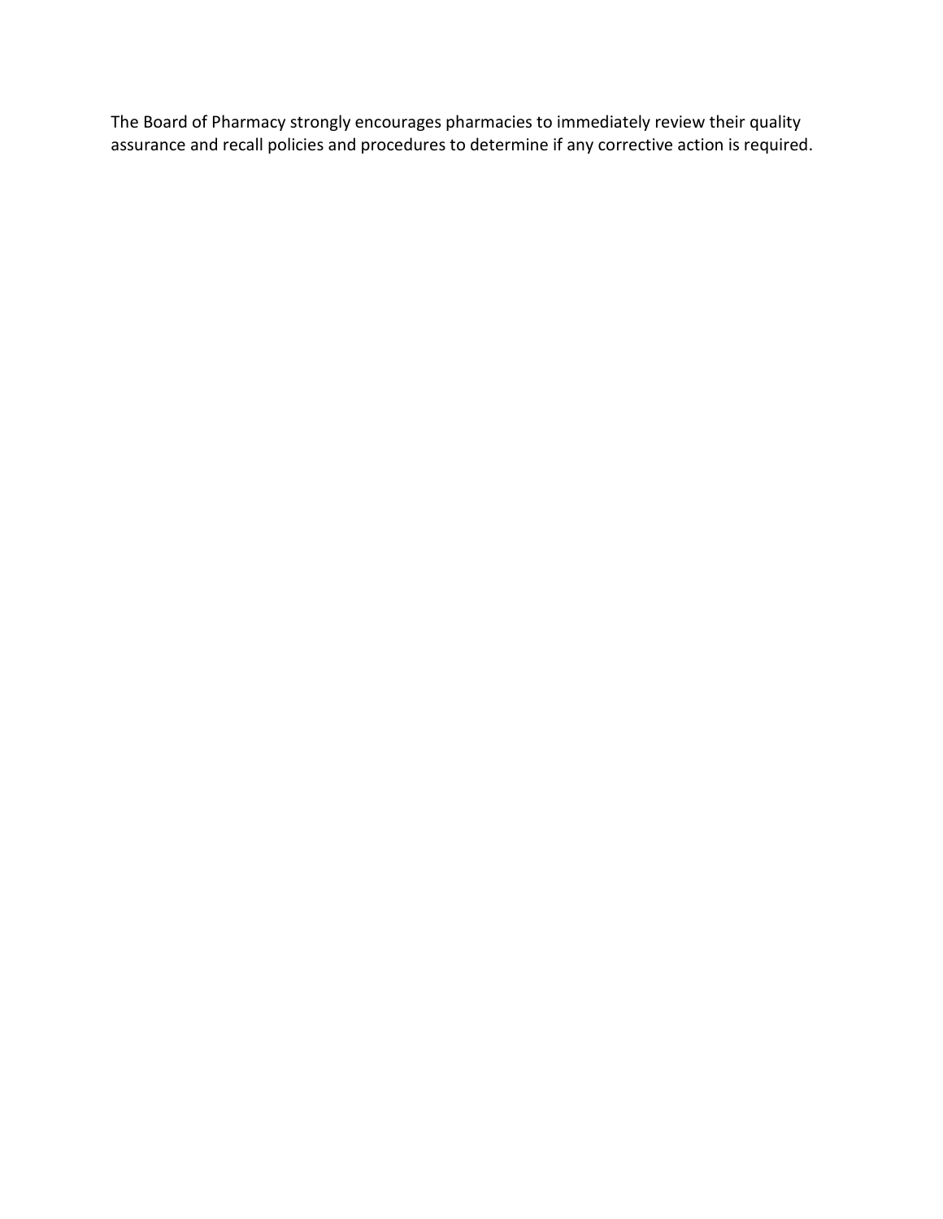The Board of Pharmacy strongly encourages pharmacies to immediately review their quality assurance and recall policies and procedures to determine if any corrective action is required.